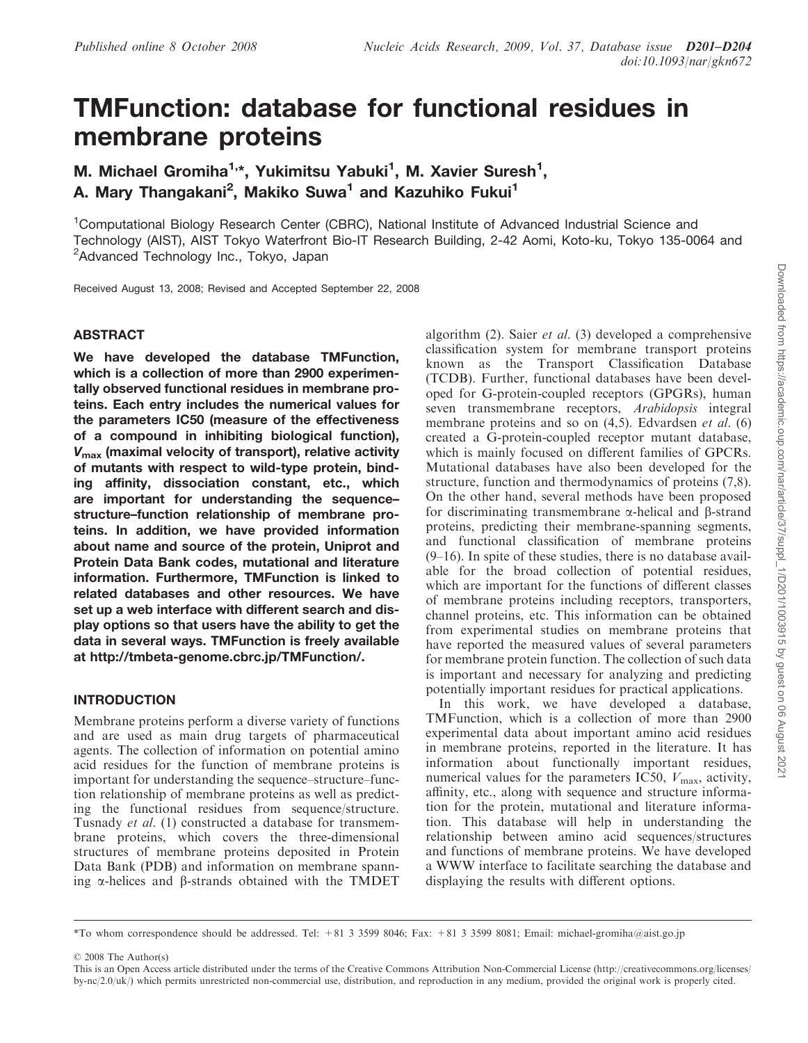# TMFunction: database for functional residues in membrane proteins

**M. Michael Gromiha[1,*], Yukimitsu Yabuki[1], M. Xavier Suresh[1], A. Mary Thangakani[2], Makiko Suwa[1] and Kazuhiko Fukui[1]**

[1]Computational Biology Research Center (CBRC), National Institute of Advanced Industrial Science and Technology (AIST), AIST Tokyo Waterfront Bio-IT Research Building, 2-42 Aomi, Koto-ku, Tokyo 135-0064 and [2]Advanced Technology Inc., Tokyo, Japan

Received August 13, 2008; Revised and Accepted September 22, 2008

## ABSTRACT

**We have developed the database TMFunction, which is a collection of more than 2900 experimentally observed functional residues in membrane proteins. Each entry includes the numerical values for the parameters IC50 (measure of the effectiveness of a compound in inhibiting biological function), $V_{max}$ (maximal velocity of transport), relative activity of mutants with respect to wild-type protein, binding affinity, dissociation constant, etc., which are important for understanding the sequence–structure–function relationship of membrane proteins. In addition, we have provided information about name and source of the protein, Uniprot and Protein Data Bank codes, mutational and literature information. Furthermore, TMFunction is linked to related databases and other resources. We have set up a web interface with different search and display options so that users have the ability to get the data in several ways. TMFunction is freely available at http://tmbeta-genome.cbrc.jp/TMFunction/.**

## INTRODUCTION

Membrane proteins perform a diverse variety of functions and are used as main drug targets of pharmaceutical agents. The collection of information on potential amino acid residues for the function of membrane proteins is important for understanding the sequence–structure–function relationship of membrane proteins as well as predicting the functional residues from sequence/structure. Tusnady *et al.* (1) constructed a database for transmembrane proteins, which covers the three-dimensional structures of membrane proteins deposited in Protein Data Bank (PDB) and information on membrane spanning α-helices and β-strands obtained with the TMDET algorithm (2). Saier *et al.* (3) developed a comprehensive classification system for membrane transport proteins known as the Transport Classification Database (TCDB). Further, functional databases have been developed for G-protein-coupled receptors (GPGRs), human seven transmembrane receptors, *Arabidopsis* integral membrane proteins and so on (4,5). Edvardsen *et al.* (6) created a G-protein-coupled receptor mutant database, which is mainly focused on different families of GPCRs. Mutational databases have also been developed for the structure, function and thermodynamics of proteins (7,8). On the other hand, several methods have been proposed for discriminating transmembrane α-helical and β-strand proteins, predicting their membrane-spanning segments, and functional classification of membrane proteins (9–16). In spite of these studies, there is no database available for the broad collection of potential residues, which are important for the functions of different classes of membrane proteins including receptors, transporters, channel proteins, etc. This information can be obtained from experimental studies on membrane proteins that have reported the measured values of several parameters for membrane protein function. The collection of such data is important and necessary for analyzing and predicting potentially important residues for practical applications.

In this work, we have developed a database, TMFunction, which is a collection of more than 2900 experimental data about important amino acid residues in membrane proteins, reported in the literature. It has information about functionally important residues, numerical values for the parameters IC50, $V_{max}$, activity, affinity, etc., along with sequence and structure information for the protein, mutational and literature information. This database will help in understanding the relationship between amino acid sequences/structures and functions of membrane proteins. We have developed a WWW interface to facilitate searching the database and displaying the results with different options.

*To whom correspondence should be addressed. Tel: +81 3 3599 8046; Fax: +81 3 3599 8081; Email: michael-gromiha@aist.go.jp

© 2008 The Author(s)

This is an Open Access article distributed under the terms of the Creative Commons Attribution Non-Commercial License (http://creativecommons.org/licenses/by-nc/2.0/uk/) which permits unrestricted non-commercial use, distribution, and reproduction in any medium, provided the original work is properly cited.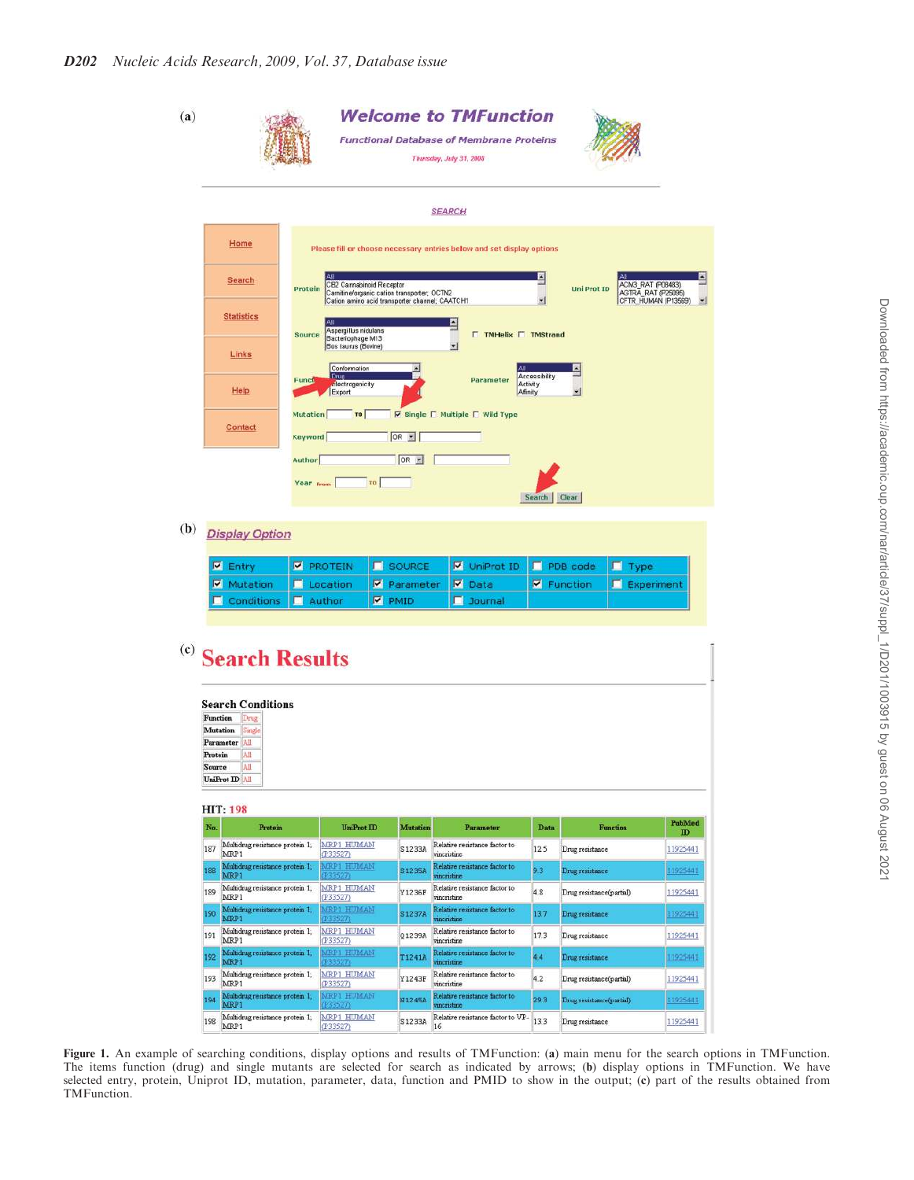(a)

**Welcome to TMFunction**

*Functional Database of Membrane Proteins*

Thursday, July 31, 2008

SEARCH

Home

Search

Statistics

Links

Help

Contact

Please fill or choose necessary entries below and set display options

Protein: All / CB2 Cannabinoid Receptor / Carnitine/organic cation transporter; OCTN2 / Cation amino acid transporter channel; CAATCH1

Uni Prot ID: All / ACM3_RAT (P08483) / AGTRA_RAT (P25095) / CFTR_HUMAN (P13569)

Source: All / Aspergillus nidulans / Bacteriophage M13 / Bos taurus (Bovine)

TMHelix TMStrand

Function: Conformation / Drug / Electrogenicity / Export

Parameter: All / Accessibility / Activity / Affinity

Mutation TO ☑ Single ☐ Multiple ☐ Wild Type

Keyword OR

Author OR

Year From TO

Search Clear

(b)

Display Option

| ☑ Entry | ☑ PROTEIN | ☐ SOURCE | ☑ UniProt ID | ☐ PDB code | ☐ Type |
|---|---|---|---|---|---|
| ☑ Mutation | ☐ Location | ☑ Parameter | ☑ Data | ☑ Function | ☐ Experiment |
| ☐ Conditions | ☐ Author | ☑ PMID | ☐ Journal | | |

(c) **Search Results**

**Search Conditions**

| | |
|---|---|
| Function | Drug |
| Mutation | Single |
| Parameter | All |
| Protein | All |
| Source | All |
| UniProt ID | All |

HIT: 198

| No. | Protein | UniProt ID | Mutation | Parameter | Data | Function | PubMed ID |
|---|---|---|---|---|---|---|---|
| 187 | Multidrug resistance protein 1; MRP1 | MRP1_HUMAN (P33527) | S1233A | Relative resistance factor to vincristine | 12.5 | Drug resitance | 11925441 |
| 188 | Multidrug resistance protein 1; MRP1 | MRP1_HUMAN (P33527) | S1235A | Relative resistance factor to vincristine | 9.3 | Drug resitance | 11925441 |
| 189 | Multidrug resistance protein 1; MRP1 | MRP1_HUMAN (P33527) | Y1236F | Relative resistance factor to vincristine | 4.8 | Drug resitance(partial) | 11925441 |
| 190 | Multidrug resistance protein 1; MRP1 | MRP1_HUMAN (P33527) | S1237A | Relative resistance factor to vincristine | 13.7 | Drug resitance | 11925441 |
| 191 | Multidrug resistance protein 1; MRP1 | MRP1_HUMAN (P33527) | Q1239A | Relative resistance factor to vincristine | 17.3 | Drug resitance | 11925441 |
| 192 | Multidrug resistance protein 1; MRP1 | MRP1_HUMAN (P33527) | T1241A | Relative resistance factor to vincristine | 4.4 | Drug resitance | 11925441 |
| 193 | Multidrug resistance protein 1; MRP1 | MRP1_HUMAN (P33527) | Y1243F | Relative resistance factor to vincristine | 4.2 | Drug resitance(partial) | 11925441 |
| 194 | Multidrug resistance protein 1; MRP1 | MRP1_HUMAN (P33527) | N1245A | Relative resistance factor to vincristine | 29.9 | Drug resitance(partial) | 11925441 |
| 198 | Multidrug resistance protein 1; MRP1 | MRP1_HUMAN (P33527) | S1233A | Relative resistance factor to VP-16 | 13.3 | Drug resitance | 11925441 |

**Figure 1.** An example of searching conditions, display options and results of TMFunction: (**a**) main menu for the search options in TMFunction. The items function (drug) and single mutants are selected for search as indicated by arrows; (**b**) display options in TMFunction. We have selected entry, protein, Uniprot ID, mutation, parameter, data, function and PMID to show in the output; (**c**) part of the results obtained from TMFunction.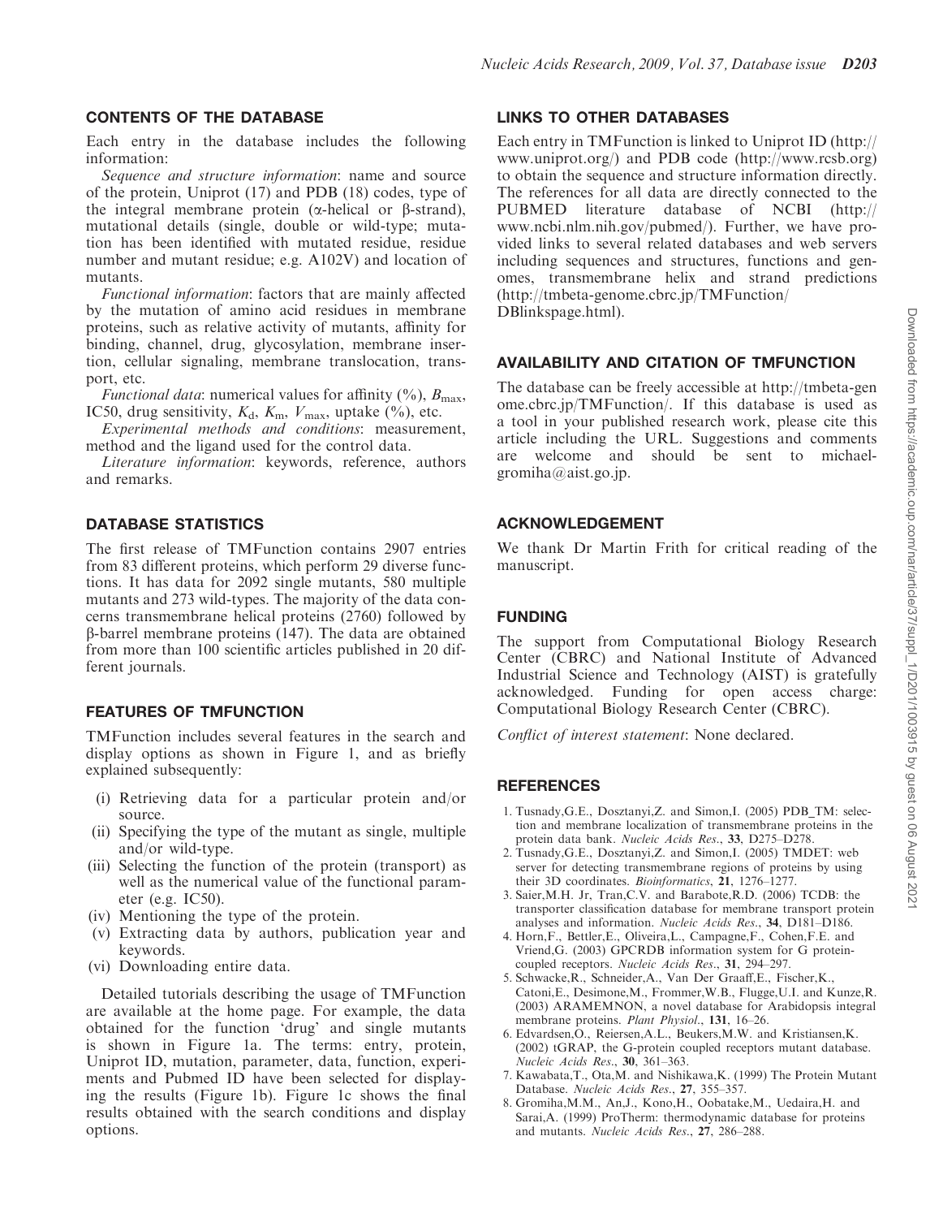## CONTENTS OF THE DATABASE

Each entry in the database includes the following information:

*Sequence and structure information*: name and source of the protein, Uniprot (17) and PDB (18) codes, type of the integral membrane protein (α-helical or β-strand), mutational details (single, double or wild-type; mutation has been identified with mutated residue, residue number and mutant residue; e.g. A102V) and location of mutants.

*Functional information*: factors that are mainly affected by the mutation of amino acid residues in membrane proteins, such as relative activity of mutants, affinity for binding, channel, drug, glycosylation, membrane insertion, cellular signaling, membrane translocation, transport, etc.

*Functional data*: numerical values for affinity (%), $B_{max}$, IC50, drug sensitivity, $K_d$, $K_m$, $V_{max}$, uptake (%), etc.

*Experimental methods and conditions*: measurement, method and the ligand used for the control data.

*Literature information*: keywords, reference, authors and remarks.

## DATABASE STATISTICS

The first release of TMFunction contains 2907 entries from 83 different proteins, which perform 29 diverse functions. It has data for 2092 single mutants, 580 multiple mutants and 273 wild-types. The majority of the data concerns transmembrane helical proteins (2760) followed by β-barrel membrane proteins (147). The data are obtained from more than 100 scientific articles published in 20 different journals.

## FEATURES OF TMFUNCTION

TMFunction includes several features in the search and display options as shown in Figure 1, and as briefly explained subsequently:

- (i) Retrieving data for a particular protein and/or source.
- (ii) Specifying the type of the mutant as single, multiple and/or wild-type.
- (iii) Selecting the function of the protein (transport) as well as the numerical value of the functional parameter (e.g. IC50).
- (iv) Mentioning the type of the protein.
- (v) Extracting data by authors, publication year and keywords.
- (vi) Downloading entire data.

Detailed tutorials describing the usage of TMFunction are available at the home page. For example, the data obtained for the function 'drug' and single mutants is shown in Figure 1a. The terms: entry, protein, Uniprot ID, mutation, parameter, data, function, experiments and Pubmed ID have been selected for displaying the results (Figure 1b). Figure 1c shows the final results obtained with the search conditions and display options.

## LINKS TO OTHER DATABASES

Each entry in TMFunction is linked to Uniprot ID (http://www.uniprot.org/) and PDB code (http://www.rcsb.org) to obtain the sequence and structure information directly. The references for all data are directly connected to the PUBMED literature database of NCBI (http://www.ncbi.nlm.nih.gov/pubmed/). Further, we have provided links to several related databases and web servers including sequences and structures, functions and genomes, transmembrane helix and strand predictions (http://tmbeta-genome.cbrc.jp/TMFunction/DBlinkspage.html).

## AVAILABILITY AND CITATION OF TMFUNCTION

The database can be freely accessible at http://tmbeta-genome.cbrc.jp/TMFunction/. If this database is used as a tool in your published research work, please cite this article including the URL. Suggestions and comments are welcome and should be sent to michael-gromiha@aist.go.jp.

## ACKNOWLEDGEMENT

We thank Dr Martin Frith for critical reading of the manuscript.

## FUNDING

The support from Computational Biology Research Center (CBRC) and National Institute of Advanced Industrial Science and Technology (AIST) is gratefully acknowledged. Funding for open access charge: Computational Biology Research Center (CBRC).

*Conflict of interest statement*: None declared.

## REFERENCES

1. Tusnady,G.E., Dosztanyi,Z. and Simon,I. (2005) PDB_TM: selection and membrane localization of transmembrane proteins in the protein data bank. *Nucleic Acids Res.*, **33**, D275–D278.
2. Tusnady,G.E., Dosztanyi,Z. and Simon,I. (2005) TMDET: web server for detecting transmembrane regions of proteins by using their 3D coordinates. *Bioinformatics*, **21**, 1276–1277.
3. Saier,M.H. Jr, Tran,C.V. and Barabote,R.D. (2006) TCDB: the transporter classification database for membrane transport protein analyses and information. *Nucleic Acids Res.*, **34**, D181–D186.
4. Horn,F., Bettler,E., Oliveira,L., Campagne,F., Cohen,F.E. and Vriend,G. (2003) GPCRDB information system for G protein-coupled receptors. *Nucleic Acids Res.*, **31**, 294–297.
5. Schwacke,R., Schneider,A., Van Der Graaff,E., Fischer,K., Catoni,E., Desimone,M., Frommer,W.B., Flugge,U.I. and Kunze,R. (2003) ARAMEMNON, a novel database for Arabidopsis integral membrane proteins. *Plant Physiol.*, **131**, 16–26.
6. Edvardsen,O., Reiersen,A.L., Beukers,M.W. and Kristiansen,K. (2002) tGRAP, the G-protein coupled receptors mutant database. *Nucleic Acids Res.*, **30**, 361–363.
7. Kawabata,T., Ota,M. and Nishikawa,K. (1999) The Protein Mutant Database. *Nucleic Acids Res.*, **27**, 355–357.
8. Gromiha,M.M., An,J., Kono,H., Oobatake,M., Uedaira,H. and Sarai,A. (1999) ProTherm: thermodynamic database for proteins and mutants. *Nucleic Acids Res.*, **27**, 286–288.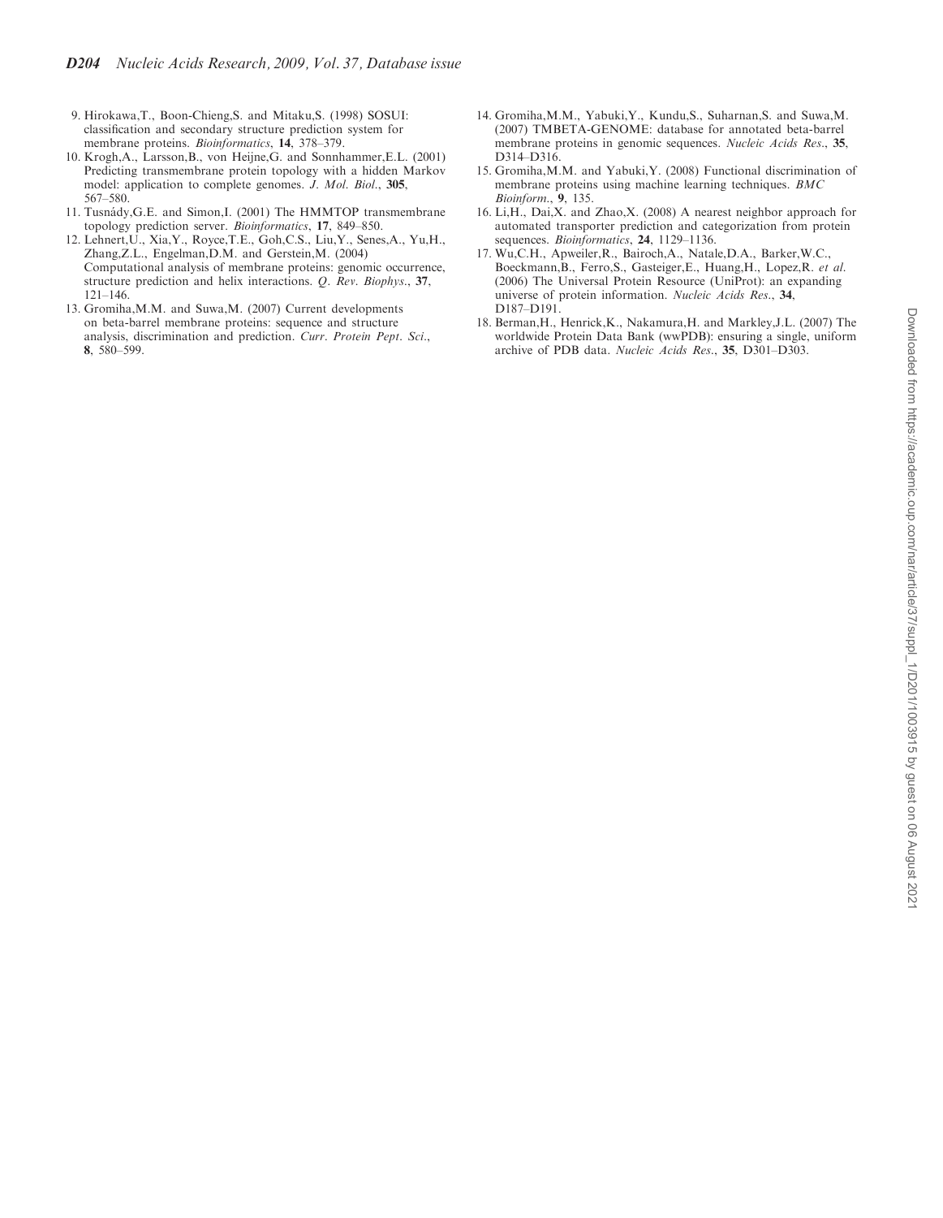9. Hirokawa,T., Boon-Chieng,S. and Mitaku,S. (1998) SOSUI: classification and secondary structure prediction system for membrane proteins. *Bioinformatics*, **14**, 378–379.
10. Krogh,A., Larsson,B., von Heijne,G. and Sonnhammer,E.L. (2001) Predicting transmembrane protein topology with a hidden Markov model: application to complete genomes. *J. Mol. Biol.*, **305**, 567–580.
11. Tusnády,G.E. and Simon,I. (2001) The HMMTOP transmembrane topology prediction server. *Bioinformatics*, **17**, 849–850.
12. Lehnert,U., Xia,Y., Royce,T.E., Goh,C.S., Liu,Y., Senes,A., Yu,H., Zhang,Z.L., Engelman,D.M. and Gerstein,M. (2004) Computational analysis of membrane proteins: genomic occurrence, structure prediction and helix interactions. *Q. Rev. Biophys.*, **37**, 121–146.
13. Gromiha,M.M. and Suwa,M. (2007) Current developments on beta-barrel membrane proteins: sequence and structure analysis, discrimination and prediction. *Curr. Protein Pept. Sci.*, **8**, 580–599.
14. Gromiha,M.M., Yabuki,Y., Kundu,S., Suharnan,S. and Suwa,M. (2007) TMBETA-GENOME: database for annotated beta-barrel membrane proteins in genomic sequences. *Nucleic Acids Res.*, **35**, D314–D316.
15. Gromiha,M.M. and Yabuki,Y. (2008) Functional discrimination of membrane proteins using machine learning techniques. *BMC Bioinform.*, **9**, 135.
16. Li,H., Dai,X. and Zhao,X. (2008) A nearest neighbor approach for automated transporter prediction and categorization from protein sequences. *Bioinformatics*, **24**, 1129–1136.
17. Wu,C.H., Apweiler,R., Bairoch,A., Natale,D.A., Barker,W.C., Boeckmann,B., Ferro,S., Gasteiger,E., Huang,H., Lopez,R. *et al.* (2006) The Universal Protein Resource (UniProt): an expanding universe of protein information. *Nucleic Acids Res.*, **34**, D187–D191.
18. Berman,H., Henrick,K., Nakamura,H. and Markley,J.L. (2007) The worldwide Protein Data Bank (wwPDB): ensuring a single, uniform archive of PDB data. *Nucleic Acids Res.*, **35**, D301–D303.